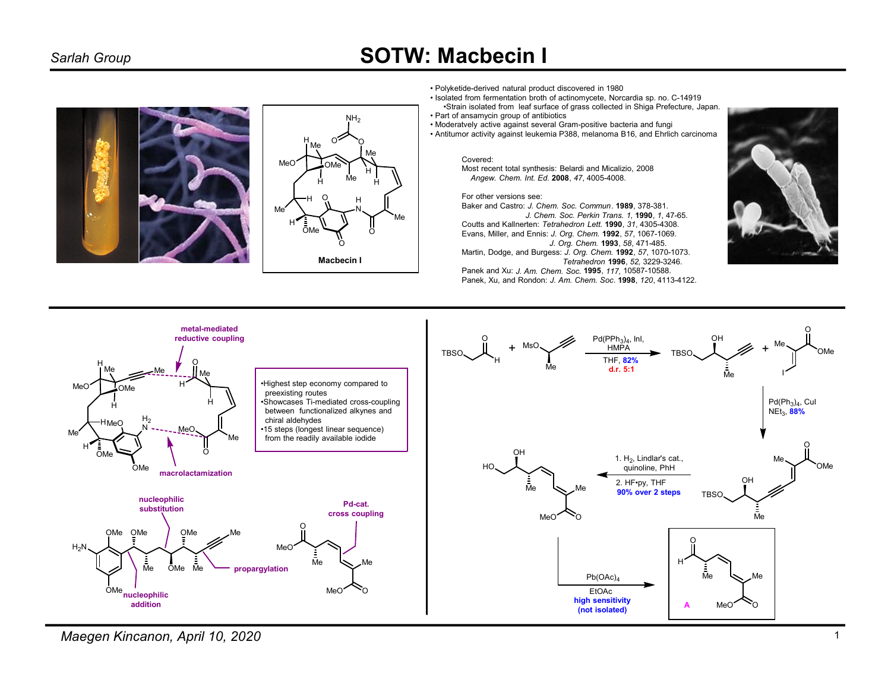# SOTW: Macbecin I

- Polyketide-derived natural product discovered in 1980
- Isolated from fermentation broth of actinomycete, Norcardia sp. no. C-14919
  - Strain isolated from leaf surface of grass collected in Shiga Prefecture, Japan.
- Part of ansamycin group of antibiotics
- Moderatvely active against several Gram-positive bacteria and fungi
- Antitumor activity against leukemia P388, melanoma B16, and Ehrlich carcinoma

**Macbecin I**

Covered:
Most recent total synthesis: Belardi and Micalizio, 2008
*Angew. Chem. Int. Ed.* **2008**, *47*, 4005-4008.

For other versions see:
Baker and Castro: *J. Chem. Soc. Commun*. **1989**, 378-381.
*J. Chem. Soc. Perkin Trans. 1*, **1990**, *1*, 47-65.
Coutts and Kallnerten: *Tetrahedron Lett.* **1990**, *31*, 4305-4308.
Evans, Miller, and Ennis: *J. Org. Chem.* **1992**, *57*, 1067-1069.
*J. Org. Chem.* **1993**, *58*, 471-485.
Martin, Dodge, and Burgess: *J. Org. Chem.* **1992**, *57*, 1070-1073.
*Tetrahedron* **1996**, *52*, 3229-3246.
Panek and Xu: *J. Am. Chem. Soc.* **1995**, *117*, 10587-10588.
Panek, Xu, and Rondon: *J. Am. Chem. Soc.* **1998**, *120*, 4113-4122.

---

Retrosynthesis labels: metal-mediated reductive coupling; macrolactamization; nucleophilic substitution; nucleophilic addition; propargylation; Pd-cat. cross coupling

- Highest step economy compared to preexisting routes
- Showcases Ti-mediated cross-coupling between functionalized alkynes and chiral aldehydes
- 15 steps (longest linear sequence) from the readily available iodide

Synthesis of fragment A:

1. TBSO-aldehyde + mesylate alkyne: $Pd(PPh_3)_4$, InI, HMPA, THF, 82%, d.r. 5:1
2. + vinyl iodide ester: $Pd(Ph_3)_4$, CuI, $NEt_3$, 88%
3. 1. $H_2$, Lindlar's cat., quinoline, PhH; 2. HF•py, THF — 90% over 2 steps
4. $Pb(OAc)_4$, EtOAc — high sensitivity (not isolated) → **A**

Maegen Kincanon, April 10, 2020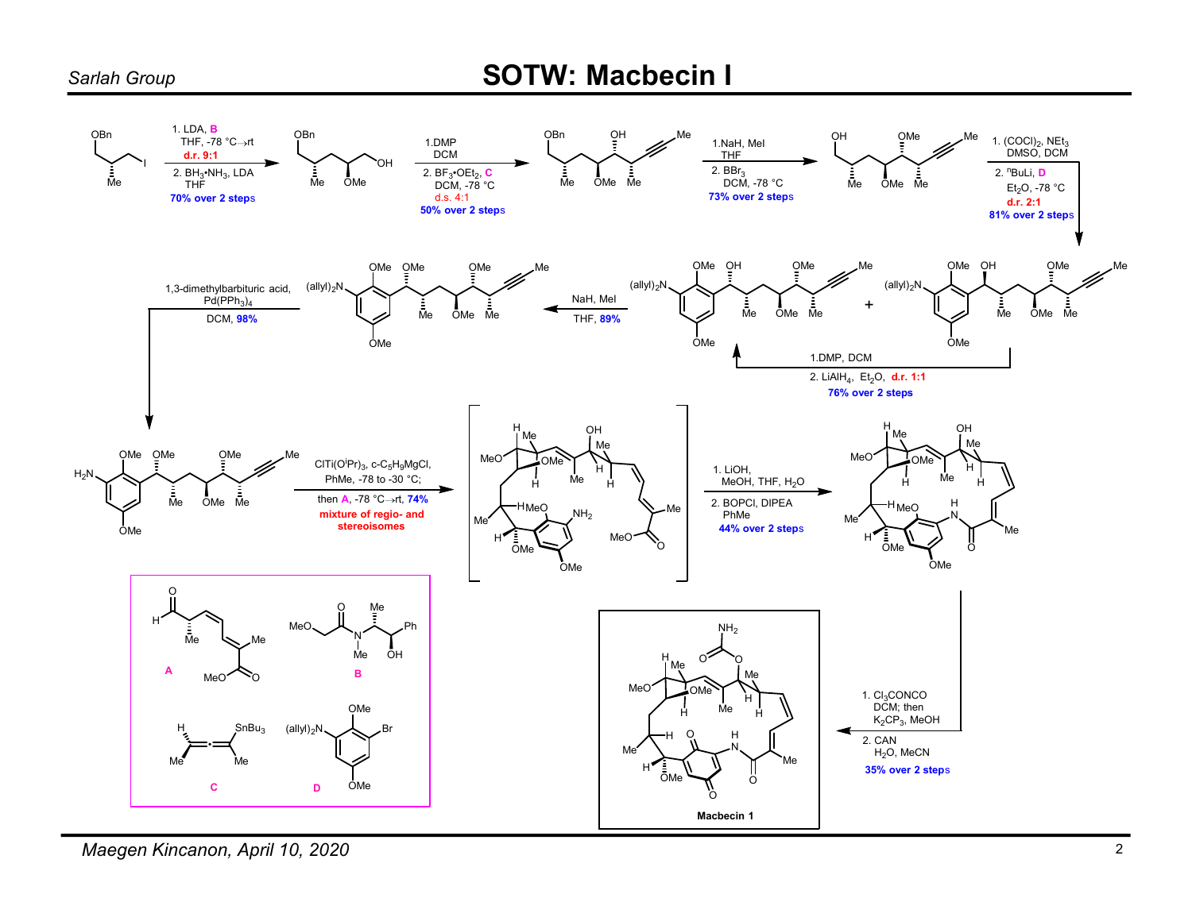# SOTW: Macbecin I

Sarlah Group

1. LDA, **B**, THF, -78 °C→rt, **d.r. 9:1**
2. $BH_3$•$NH_3$, LDA, THF

**70% over 2 steps**

1. DMP, DCM
2. $BF_3$•$OEt_2$, **C**, DCM, -78 °C, d.s. 4:1

**50% over 2 steps**

1. NaH, MeI, THF
2. $BBr_3$, DCM, -78 °C

**73% over 2 steps**

1. $(COCl)_2$, $NEt_3$, DMSO, DCM
2. $^nBuLi$, **D**, $Et_2O$, -78 °C, **d.r. 2:1**

**81% over 2 steps**

1. DMP, DCM
2. $LiAlH_4$, $Et_2O$, **d.r. 1:1**

**76% over 2 steps**

NaH, MeI, THF, **89%**

1,3-dimethylbarbituric acid, $Pd(PPh_3)_4$, DCM, **98%**

$ClTi(O^iPr)_3$, c-$C_5H_9MgCl$, PhMe, -78 to -30 °C; then **A**, -78 °C→rt, **74%**

**mixture of regio- and stereoisomes**

1. LiOH, MeOH, THF, $H_2O$
2. BOPCl, DIPEA, PhMe

**44% over 2 steps**

1. $Cl_3CONCO$, DCM; then $K_2CP_3$, MeOH
2. CAN, $H_2O$, MeCN

**35% over 2 steps**

**Macbecin 1**

**A** **B** **C** **D**

Maegen Kincanon, April 10, 2020